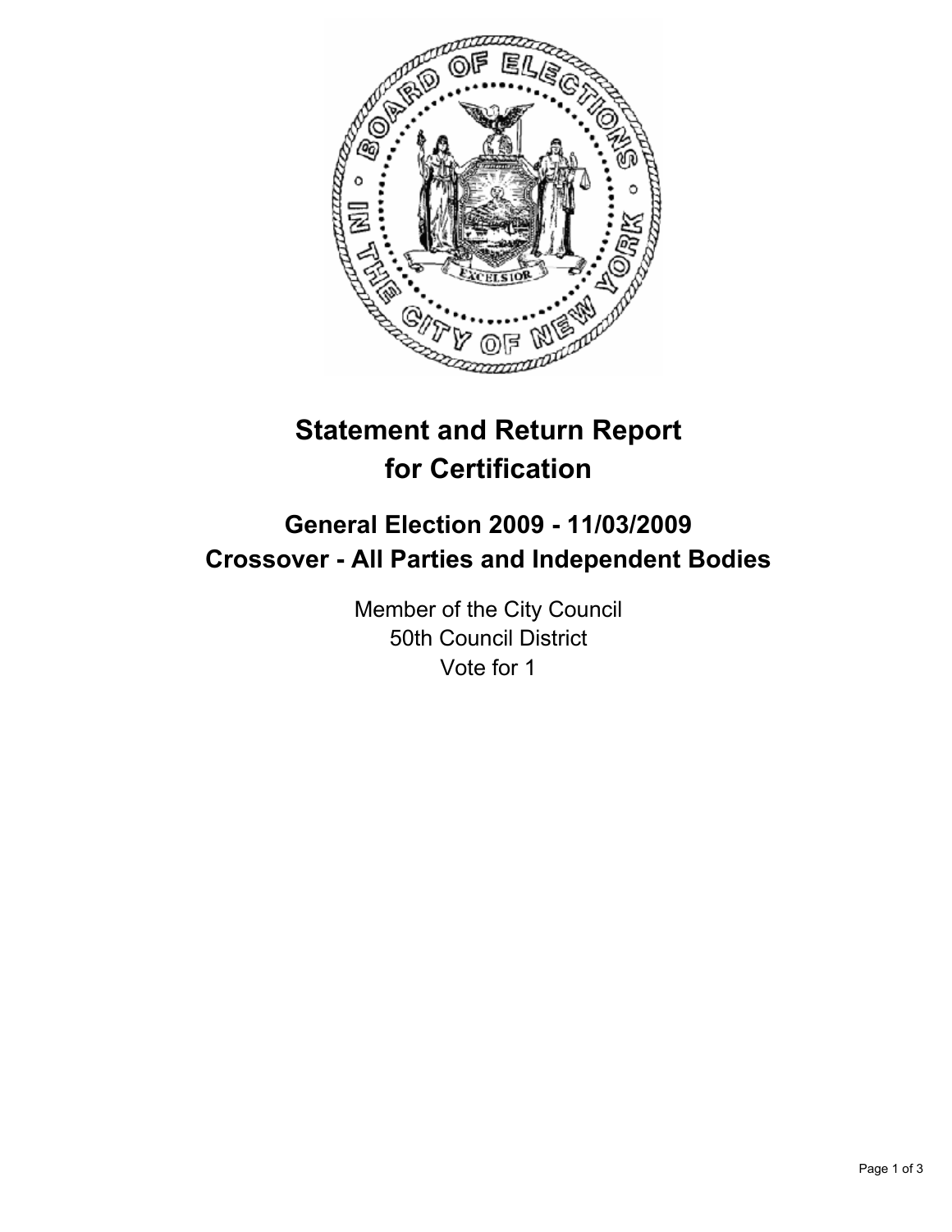# Statement and Return Report for Certification

## General Election 2009 - 11/03/2009
## Crossover - All Parties and Independent Bodies

Member of the City Council
50th Council District
Vote for 1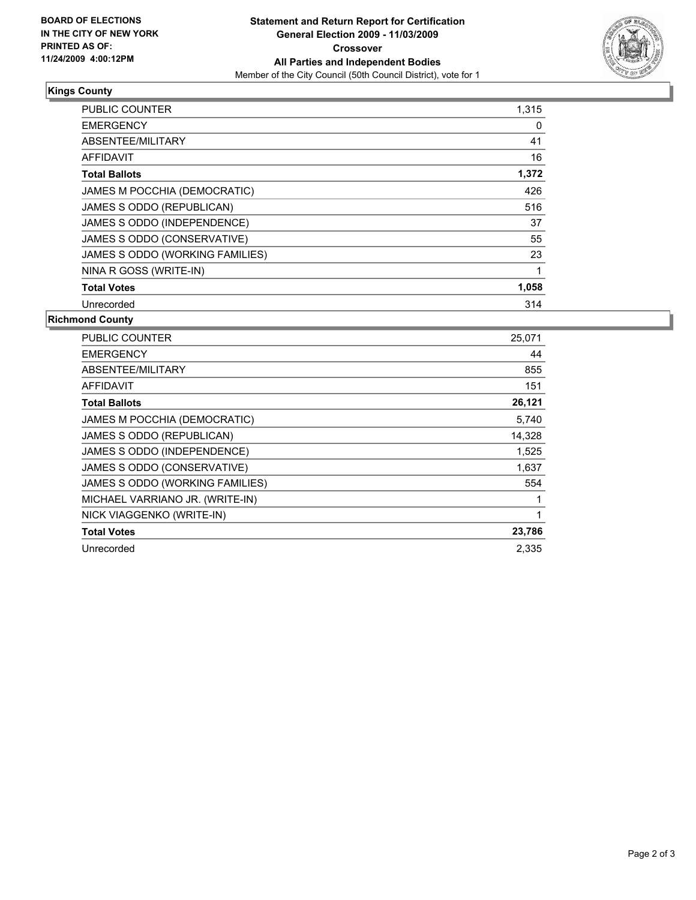**BOARD OF ELECTIONS IN THE CITY OF NEW YORK PRINTED AS OF: 11/24/2009 4:00:12PM**

# Statement and Return Report for Certification
## General Election 2009 - 11/03/2009
## Crossover
## All Parties and Independent Bodies
Member of the City Council (50th Council District), vote for 1

### Kings County

| | |
|---|---|
| PUBLIC COUNTER | 1,315 |
| EMERGENCY | 0 |
| ABSENTEE/MILITARY | 41 |
| AFFIDAVIT | 16 |
| **Total Ballots** | **1,372** |
| JAMES M POCCHIA (DEMOCRATIC) | 426 |
| JAMES S ODDO (REPUBLICAN) | 516 |
| JAMES S ODDO (INDEPENDENCE) | 37 |
| JAMES S ODDO (CONSERVATIVE) | 55 |
| JAMES S ODDO (WORKING FAMILIES) | 23 |
| NINA R GOSS (WRITE-IN) | 1 |
| **Total Votes** | **1,058** |
| Unrecorded | 314 |

### Richmond County

| | |
|---|---|
| PUBLIC COUNTER | 25,071 |
| EMERGENCY | 44 |
| ABSENTEE/MILITARY | 855 |
| AFFIDAVIT | 151 |
| **Total Ballots** | **26,121** |
| JAMES M POCCHIA (DEMOCRATIC) | 5,740 |
| JAMES S ODDO (REPUBLICAN) | 14,328 |
| JAMES S ODDO (INDEPENDENCE) | 1,525 |
| JAMES S ODDO (CONSERVATIVE) | 1,637 |
| JAMES S ODDO (WORKING FAMILIES) | 554 |
| MICHAEL VARRIANO JR. (WRITE-IN) | 1 |
| NICK VIAGGENKO (WRITE-IN) | 1 |
| **Total Votes** | **23,786** |
| Unrecorded | 2,335 |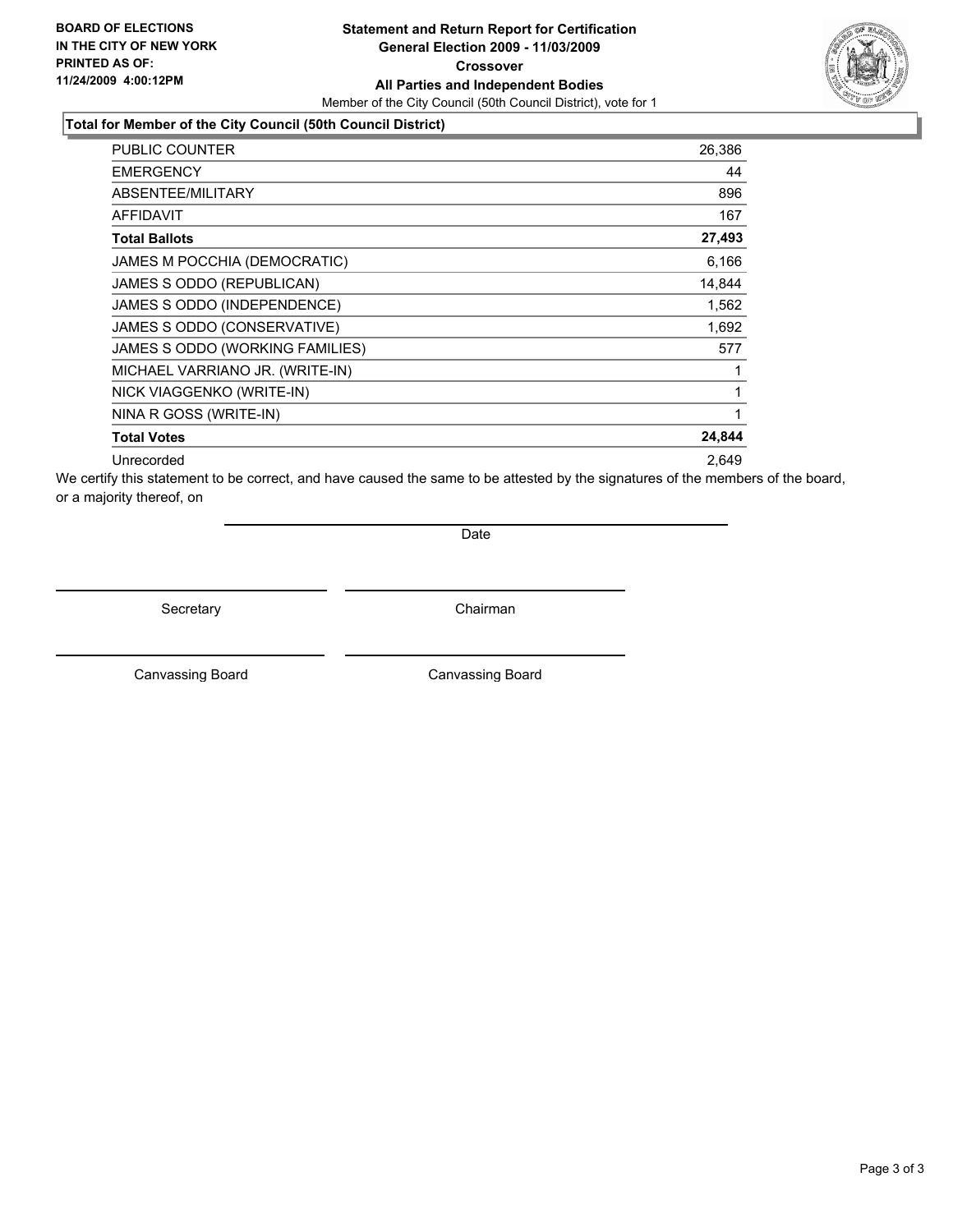**BOARD OF ELECTIONS IN THE CITY OF NEW YORK PRINTED AS OF: 11/24/2009 4:00:12PM**

# Statement and Return Report for Certification
## General Election 2009 - 11/03/2009
## Crossover
## All Parties and Independent Bodies

Member of the City Council (50th Council District), vote for 1

### Total for Member of the City Council (50th Council District)

| | |
|---|---|
| PUBLIC COUNTER | 26,386 |
| EMERGENCY | 44 |
| ABSENTEE/MILITARY | 896 |
| AFFIDAVIT | 167 |
| **Total Ballots** | **27,493** |
| JAMES M POCCHIA (DEMOCRATIC) | 6,166 |
| JAMES S ODDO (REPUBLICAN) | 14,844 |
| JAMES S ODDO (INDEPENDENCE) | 1,562 |
| JAMES S ODDO (CONSERVATIVE) | 1,692 |
| JAMES S ODDO (WORKING FAMILIES) | 577 |
| MICHAEL VARRIANO JR. (WRITE-IN) | 1 |
| NICK VIAGGENKO (WRITE-IN) | 1 |
| NINA R GOSS (WRITE-IN) | 1 |
| **Total Votes** | **24,844** |
| Unrecorded | 2,649 |

We certify this statement to be correct, and have caused the same to be attested by the signatures of the members of the board, or a majority thereof, on

Date

Secretary

Chairman

Canvassing Board

Canvassing Board